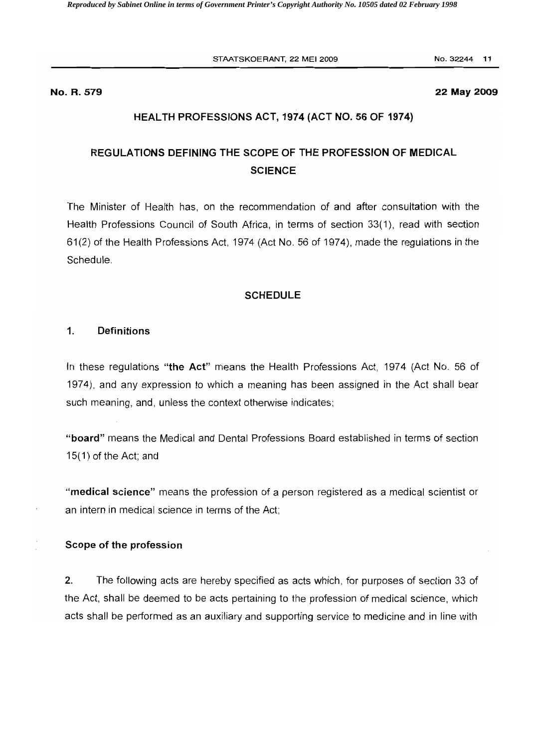**No. R. 579** **22 May 2009**

## HEALTH PROFESSIONS ACT, 1974 (ACT NO. 56 OF 1974)

## REGULATIONS DEFINING THE SCOPE OF THE PROFESSION OF MEDICAL SCIENCE

The Minister of Health has, on the recommendation of and after consultation with the Health Professions Council of South Africa, in terms of section 33(1), read with section 61(2) of the Health Professions Act, 1974 (Act No. 56 of 1974), made the regulations in the Schedule.

### SCHEDULE

**1. Definitions**

In these regulations **"the Act"** means the Health Professions Act, 1974 (Act No. 56 of 1974), and any expression to which a meaning has been assigned in the Act shall bear such meaning, and, unless the context otherwise indicates;

**"board"** means the Medical and Dental Professions Board established in terms of section 15(1) of the Act; and

**"medical science"** means the profession of a person registered as a medical scientist or an intern in medical science in terms of the Act;

**Scope of the profession**

**2.** The following acts are hereby specified as acts which, for purposes of section 33 of the Act, shall be deemed to be acts pertaining to the profession of medical science, which acts shall be performed as an auxiliary and supporting service to medicine and in line with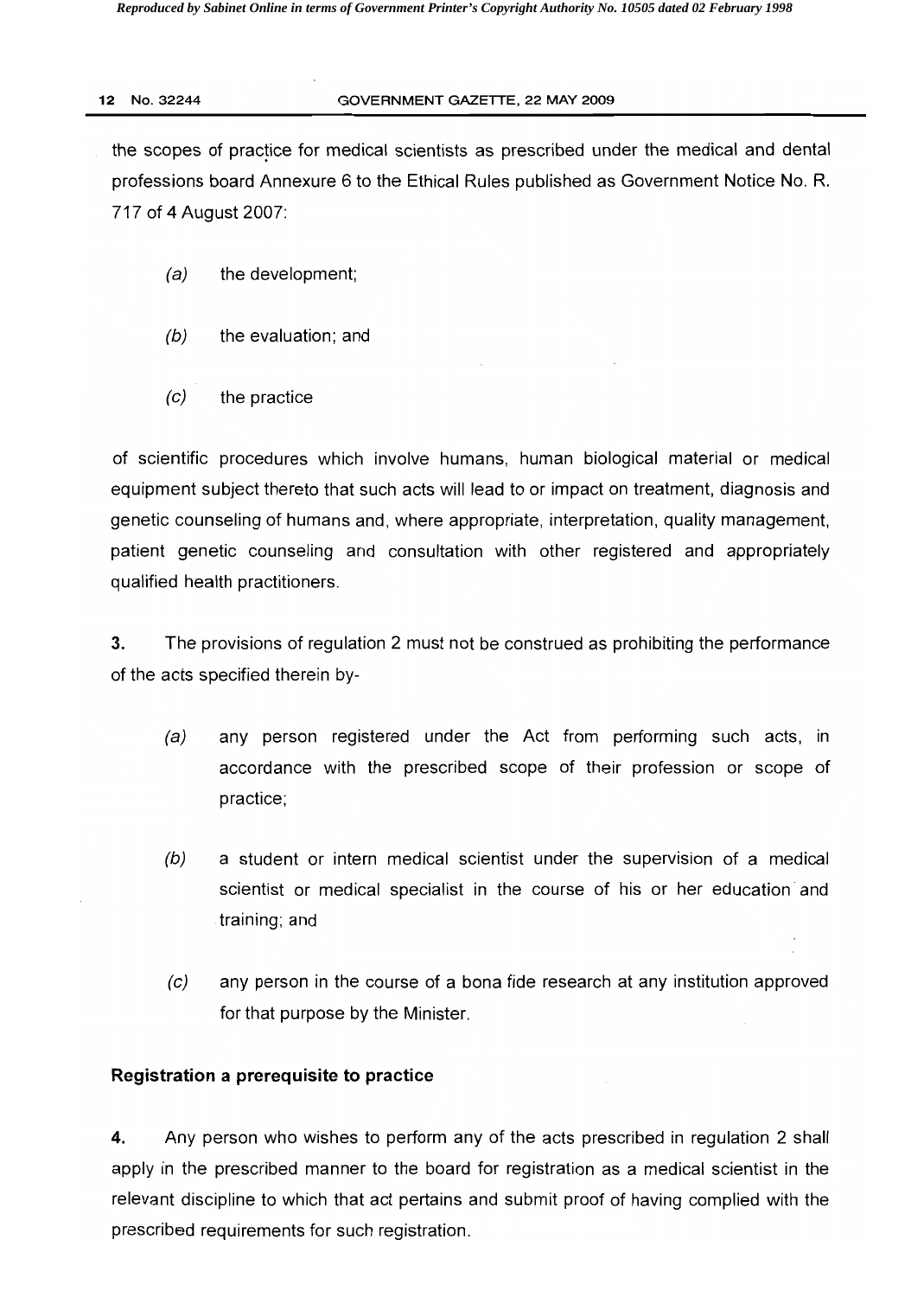the scopes of practice for medical scientists as prescribed under the medical and dental professions board Annexure 6 to the Ethical Rules published as Government Notice No. R. 717 of 4 August 2007:

(a) the development;

(b) the evaluation; and

(c) the practice

of scientific procedures which involve humans, human biological material or medical equipment subject thereto that such acts will lead to or impact on treatment, diagnosis and genetic counseling of humans and, where appropriate, interpretation, quality management, patient genetic counseling and consultation with other registered and appropriately qualified health practitioners.

**3.** The provisions of regulation 2 must not be construed as prohibiting the performance of the acts specified therein by-

(a) any person registered under the Act from performing such acts, in accordance with the prescribed scope of their profession or scope of practice;

(b) a student or intern medical scientist under the supervision of a medical scientist or medical specialist in the course of his or her education and training; and

(c) any person in the course of a bona fide research at any institution approved for that purpose by the Minister.

**Registration a prerequisite to practice**

**4.** Any person who wishes to perform any of the acts prescribed in regulation 2 shall apply in the prescribed manner to the board for registration as a medical scientist in the relevant discipline to which that act pertains and submit proof of having complied with the prescribed requirements for such registration.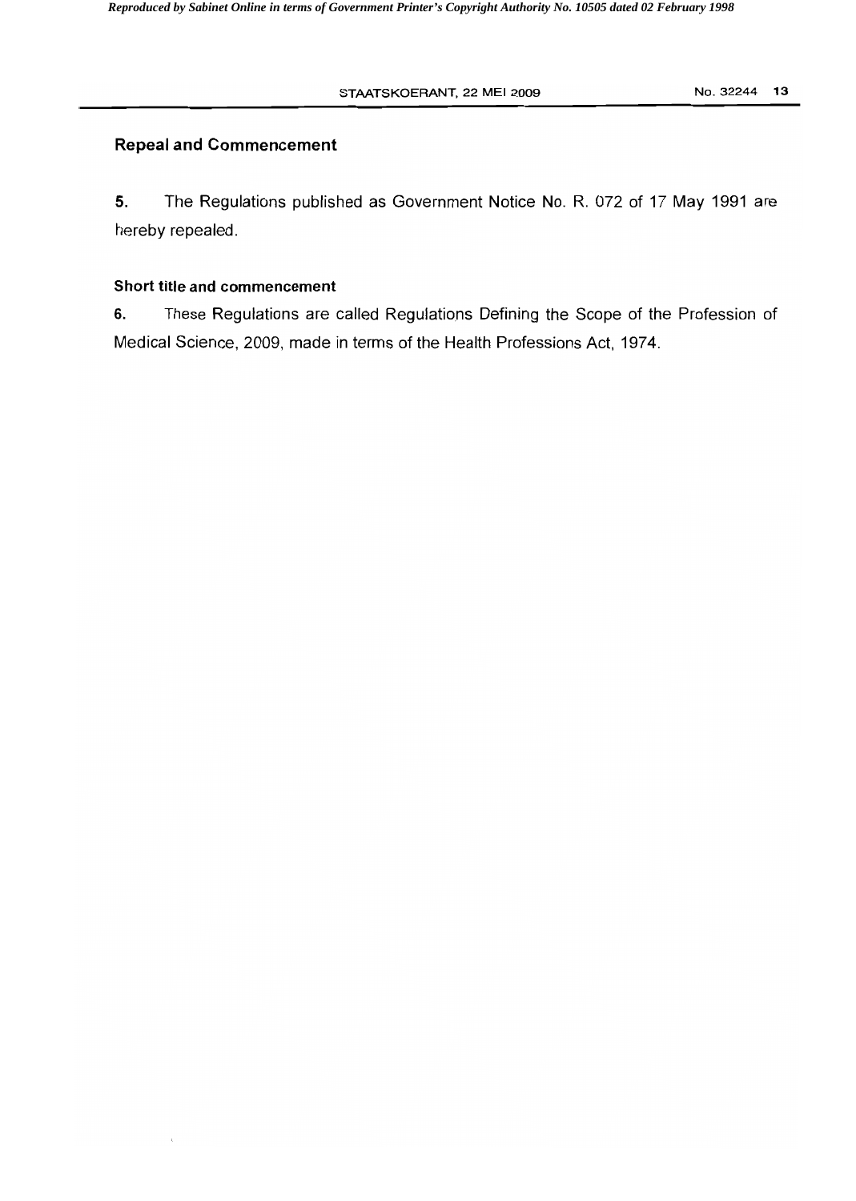## Repeal and Commencement

**5.** The Regulations published as Government Notice No. R. 072 of 17 May 1991 are hereby repealed.

### Short title and commencement

**6.** These Regulations are called Regulations Defining the Scope of the Profession of Medical Science, 2009, made in terms of the Health Professions Act, 1974.